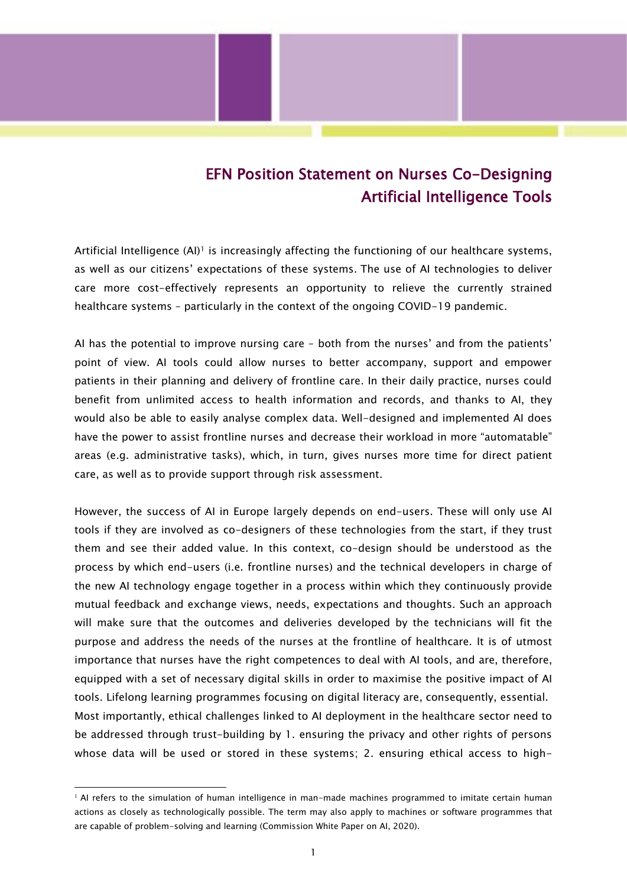# EFN Position Statement on Nurses Co-Designing Artificial Intelligence Tools

Artificial Intelligence (AI)[1] is increasingly affecting the functioning of our healthcare systems, as well as our citizens' expectations of these systems. The use of AI technologies to deliver care more cost-effectively represents an opportunity to relieve the currently strained healthcare systems – particularly in the context of the ongoing COVID-19 pandemic.

AI has the potential to improve nursing care – both from the nurses' and from the patients' point of view. AI tools could allow nurses to better accompany, support and empower patients in their planning and delivery of frontline care. In their daily practice, nurses could benefit from unlimited access to health information and records, and thanks to AI, they would also be able to easily analyse complex data. Well-designed and implemented AI does have the power to assist frontline nurses and decrease their workload in more "automatable" areas (e.g. administrative tasks), which, in turn, gives nurses more time for direct patient care, as well as to provide support through risk assessment.

However, the success of AI in Europe largely depends on end-users. These will only use AI tools if they are involved as co-designers of these technologies from the start, if they trust them and see their added value. In this context, co-design should be understood as the process by which end-users (i.e. frontline nurses) and the technical developers in charge of the new AI technology engage together in a process within which they continuously provide mutual feedback and exchange views, needs, expectations and thoughts. Such an approach will make sure that the outcomes and deliveries developed by the technicians will fit the purpose and address the needs of the nurses at the frontline of healthcare. It is of utmost importance that nurses have the right competences to deal with AI tools, and are, therefore, equipped with a set of necessary digital skills in order to maximise the positive impact of AI tools. Lifelong learning programmes focusing on digital literacy are, consequently, essential.
Most importantly, ethical challenges linked to AI deployment in the healthcare sector need to be addressed through trust-building by 1. ensuring the privacy and other rights of persons whose data will be used or stored in these systems; 2. ensuring ethical access to high-

[1] AI refers to the simulation of human intelligence in man-made machines programmed to imitate certain human actions as closely as technologically possible. The term may also apply to machines or software programmes that are capable of problem-solving and learning (Commission White Paper on AI, 2020).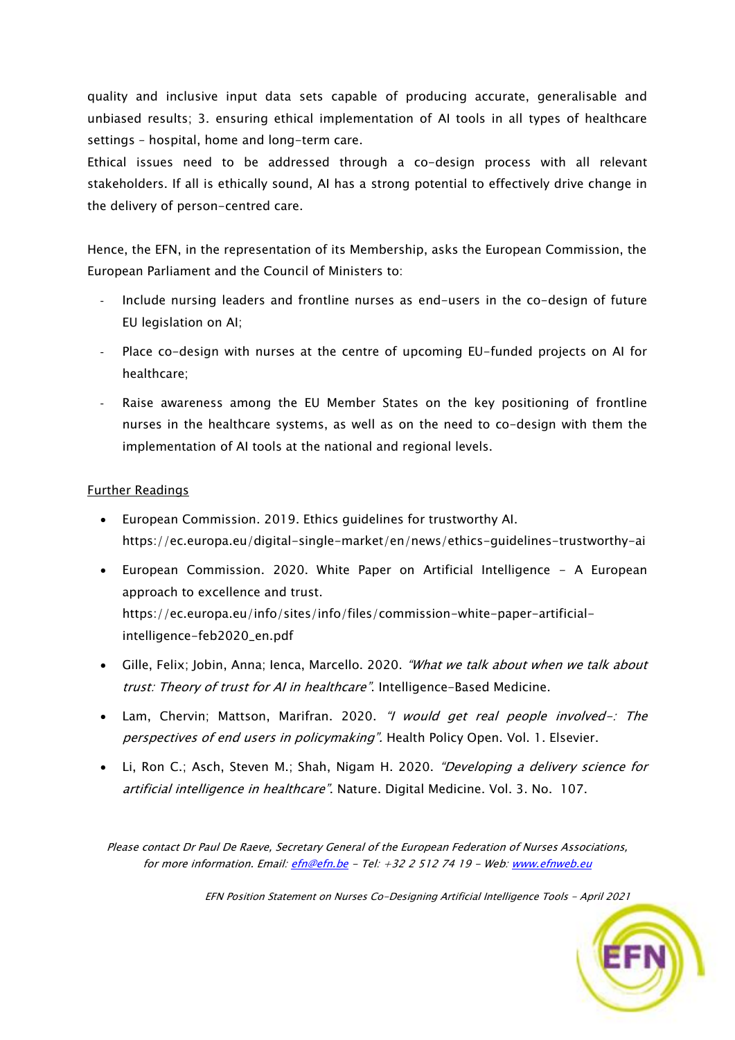quality and inclusive input data sets capable of producing accurate, generalisable and unbiased results; 3. ensuring ethical implementation of AI tools in all types of healthcare settings – hospital, home and long-term care.

Ethical issues need to be addressed through a co-design process with all relevant stakeholders. If all is ethically sound, AI has a strong potential to effectively drive change in the delivery of person-centred care.

Hence, the EFN, in the representation of its Membership, asks the European Commission, the European Parliament and the Council of Ministers to:

- Include nursing leaders and frontline nurses as end-users in the co-design of future EU legislation on AI;
- Place co-design with nurses at the centre of upcoming EU-funded projects on AI for healthcare;
- Raise awareness among the EU Member States on the key positioning of frontline nurses in the healthcare systems, as well as on the need to co-design with them the implementation of AI tools at the national and regional levels.

<u>Further Readings</u>

- European Commission. 2019. Ethics guidelines for trustworthy AI. https://ec.europa.eu/digital-single-market/en/news/ethics-guidelines-trustworthy-ai
- European Commission. 2020. White Paper on Artificial Intelligence – A European approach to excellence and trust. https://ec.europa.eu/info/sites/info/files/commission-white-paper-artificial-intelligence-feb2020_en.pdf
- Gille, Felix; Jobin, Anna; Ienca, Marcello. 2020. *"What we talk about when we talk about trust: Theory of trust for AI in healthcare"*. Intelligence-Based Medicine.
- Lam, Chervin; Mattson, Marifran. 2020. *"I would get real people involved–: The perspectives of end users in policymaking"*. Health Policy Open. Vol. 1. Elsevier.
- Li, Ron C.; Asch, Steven M.; Shah, Nigam H. 2020. *"Developing a delivery science for artificial intelligence in healthcare"*. Nature. Digital Medicine. Vol. 3. No. 107.

*Please contact Dr Paul De Raeve, Secretary General of the European Federation of Nurses Associations, for more information. Email: efn@efn.be – Tel: +32 2 512 74 19 – Web: www.efnweb.eu*